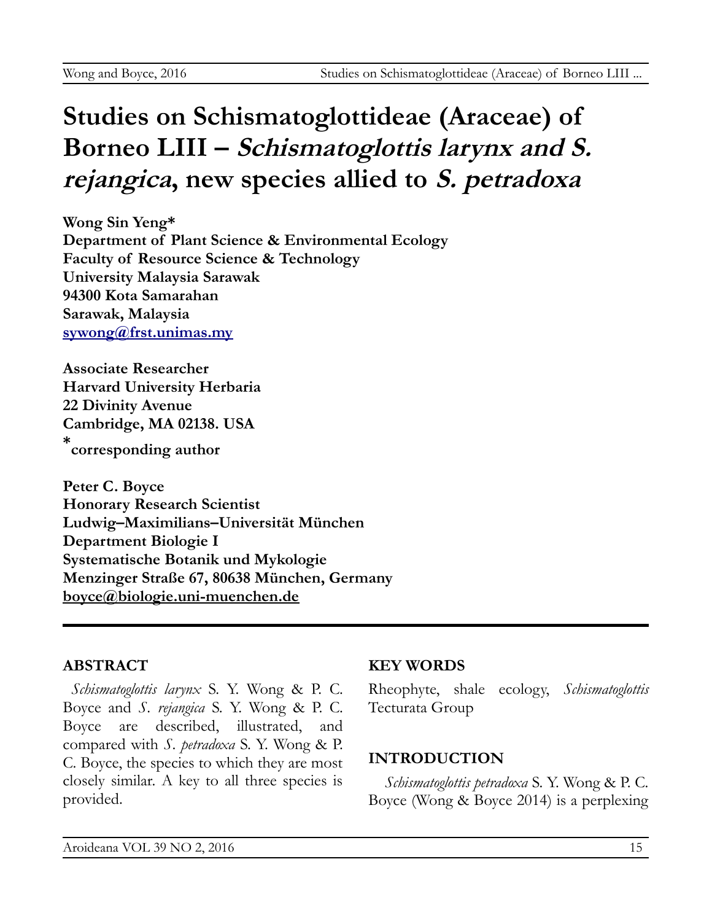# Studies on Schismatoglottideae (Araceae) of Borneo LIII – *Schismatoglottis larynx and S. rejangica*, new species allied to *S. petradoxa*

**Wong Sin Yeng***
**Department of Plant Science & Environmental Ecology**
**Faculty of Resource Science & Technology**
**University Malaysia Sarawak**
**94300 Kota Samarahan**
**Sarawak, Malaysia**
**sywong@frst.unimas.my**

**Associate Researcher**
**Harvard University Herbaria**
**22 Divinity Avenue**
**Cambridge, MA 02138. USA**
***corresponding author**

**Peter C. Boyce**
**Honorary Research Scientist**
**Ludwig–Maximilians–Universität München**
**Department Biologie I**
**Systematische Botanik und Mykologie**
**Menzinger Straße 67, 80638 München, Germany**
**boyce@biologie.uni-muenchen.de**

## ABSTRACT

*Schismatoglottis larynx* S. Y. Wong & P. C. Boyce and *S. rejangica* S. Y. Wong & P. C. Boyce are described, illustrated, and compared with *S. petradoxa* S. Y. Wong & P. C. Boyce, the species to which they are most closely similar. A key to all three species is provided.

## KEY WORDS

Rheophyte, shale ecology, *Schismatoglottis* Tecturata Group

## INTRODUCTION

*Schismatoglottis petradoxa* S. Y. Wong & P. C. Boyce (Wong & Boyce 2014) is a perplexing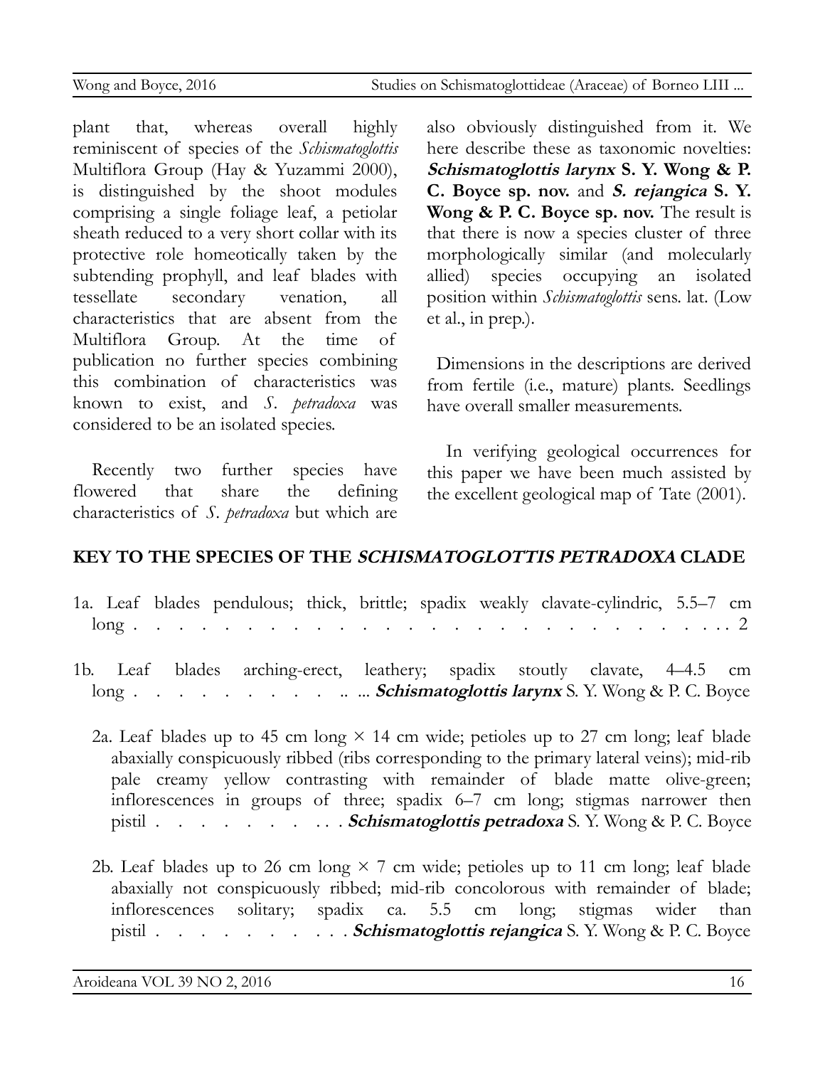plant that, whereas overall highly reminiscent of species of the *Schismatoglottis* Multiflora Group (Hay & Yuzammi 2000), is distinguished by the shoot modules comprising a single foliage leaf, a petiolar sheath reduced to a very short collar with its protective role homeotically taken by the subtending prophyll, and leaf blades with tessellate secondary venation, all characteristics that are absent from the Multiflora Group. At the time of publication no further species combining this combination of characteristics was known to exist, and *S. petradoxa* was considered to be an isolated species.

Recently two further species have flowered that share the defining characteristics of *S. petradoxa* but which are also obviously distinguished from it. We here describe these as taxonomic novelties: ***Schismatoglottis larynx*** **S. Y. Wong & P. C. Boyce sp. nov.** and ***S. rejangica*** **S. Y. Wong & P. C. Boyce sp. nov.** The result is that there is now a species cluster of three morphologically similar (and molecularly allied) species occupying an isolated position within *Schismatoglottis* sens. lat. (Low et al., in prep.).

Dimensions in the descriptions are derived from fertile (i.e., mature) plants. Seedlings have overall smaller measurements.

In verifying geological occurrences for this paper we have been much assisted by the excellent geological map of Tate (2001).

## KEY TO THE SPECIES OF THE *SCHISMATOGLOTTIS PETRADOXA* CLADE

1a. Leaf blades pendulous; thick, brittle; spadix weakly clavate-cylindric, 5.5–7 cm long . . . . . . . . . . . . . . . . . . . . . . . . . . . . . 2

1b. Leaf blades arching-erect, leathery; spadix stoutly clavate, 4–4.5 cm long . . . . . . . . . . .. ... ***Schismatoglottis larynx*** S. Y. Wong & P. C. Boyce

2a. Leaf blades up to 45 cm long × 14 cm wide; petioles up to 27 cm long; leaf blade abaxially conspicuously ribbed (ribs corresponding to the primary lateral veins); mid-rib pale creamy yellow contrasting with remainder of blade matte olive-green; inflorescences in groups of three; spadix 6–7 cm long; stigmas narrower then pistil . . . . . . . . . . ***Schismatoglottis petradoxa*** S. Y. Wong & P. C. Boyce

2b. Leaf blades up to 26 cm long × 7 cm wide; petioles up to 11 cm long; leaf blade abaxially not conspicuously ribbed; mid-rib concolorous with remainder of blade; inflorescences solitary; spadix ca. 5.5 cm long; stigmas wider than pistil . . . . . . . . . . . ***Schismatoglottis rejangica*** S. Y. Wong & P. C. Boyce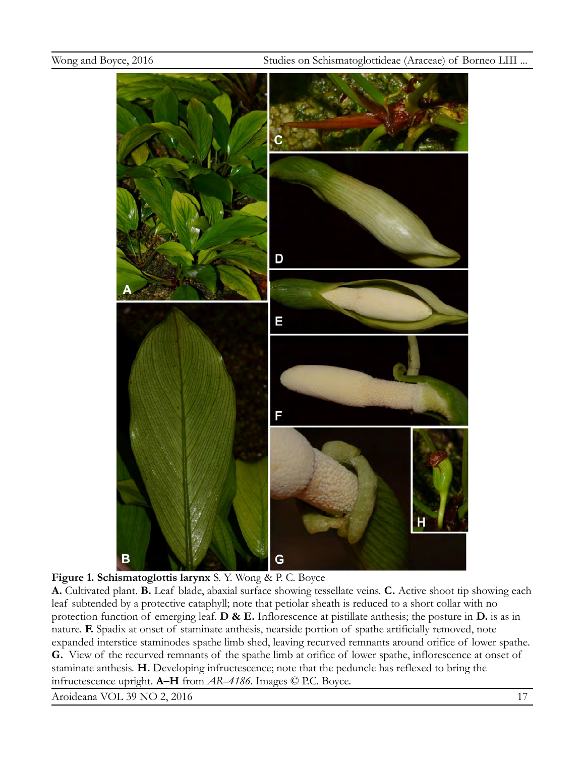**Figure 1. Schismatoglottis larynx** S. Y. Wong & P. C. Boyce

**A.** Cultivated plant. **B.** Leaf blade, abaxial surface showing tessellate veins. **C.** Active shoot tip showing each leaf subtended by a protective cataphyll; note that petiolar sheath is reduced to a short collar with no protection function of emerging leaf. **D & E.** Inflorescence at pistillate anthesis; the posture in **D.** is as in nature. **F.** Spadix at onset of staminate anthesis, nearside portion of spathe artificially removed, note expanded interstice staminodes spathe limb shed, leaving recurved remnants around orifice of lower spathe. **G.** View of the recurved remnants of the spathe limb at orifice of lower spathe, inflorescence at onset of staminate anthesis. **H.** Developing infructescence; note that the peduncle has reflexed to bring the infructescence upright. **A–H** from *AR–4186*. Images © P.C. Boyce.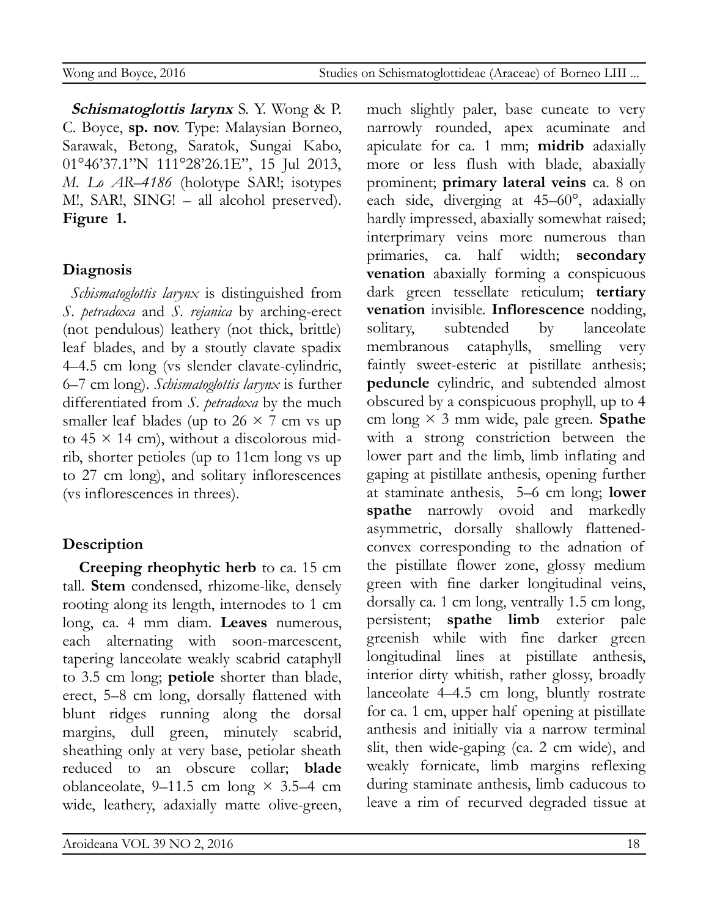***Schismatoglottis larynx*** S. Y. Wong & P. C. Boyce, **sp. nov**. Type: Malaysian Borneo, Sarawak, Betong, Saratok, Sungai Kabo, 01°46'37.1"N 111°28'26.1E", 15 Jul 2013, *M. Lo AR–4186* (holotype SAR!; isotypes M!, SAR!, SING! – all alcohol preserved). **Figure 1.**

## Diagnosis

*Schismatoglottis larynx* is distinguished from *S. petradoxa* and *S. rejanica* by arching-erect (not pendulous) leathery (not thick, brittle) leaf blades, and by a stoutly clavate spadix 4–4.5 cm long (vs slender clavate-cylindric, 6–7 cm long). *Schismatoglottis larynx* is further differentiated from *S. petradoxa* by the much smaller leaf blades (up to 26 × 7 cm vs up to 45 × 14 cm), without a discolorous midrib, shorter petioles (up to 11cm long vs up to 27 cm long), and solitary inflorescences (vs inflorescences in threes).

## Description

**Creeping rheophytic herb** to ca. 15 cm tall. **Stem** condensed, rhizome-like, densely rooting along its length, internodes to 1 cm long, ca. 4 mm diam. **Leaves** numerous, each alternating with soon-marcescent, tapering lanceolate weakly scabrid cataphyll to 3.5 cm long; **petiole** shorter than blade, erect, 5–8 cm long, dorsally flattened with blunt ridges running along the dorsal margins, dull green, minutely scabrid, sheathing only at very base, petiolar sheath reduced to an obscure collar; **blade** oblanceolate, 9–11.5 cm long × 3.5–4 cm wide, leathery, adaxially matte olive-green, much slightly paler, base cuneate to very narrowly rounded, apex acuminate and apiculate for ca. 1 mm; **midrib** adaxially more or less flush with blade, abaxially prominent; **primary lateral veins** ca. 8 on each side, diverging at 45–60°, adaxially hardly impressed, abaxially somewhat raised; interprimary veins more numerous than primaries, ca. half width; **secondary venation** abaxially forming a conspicuous dark green tessellate reticulum; **tertiary venation** invisible. **Inflorescence** nodding, solitary, subtended by lanceolate membranous cataphylls, smelling very faintly sweet-esteric at pistillate anthesis; **peduncle** cylindric, and subtended almost obscured by a conspicuous prophyll, up to 4 cm long × 3 mm wide, pale green. **Spathe** with a strong constriction between the lower part and the limb, limb inflating and gaping at pistillate anthesis, opening further at staminate anthesis, 5–6 cm long; **lower spathe** narrowly ovoid and markedly asymmetric, dorsally shallowly flattened-convex corresponding to the adnation of the pistillate flower zone, glossy medium green with fine darker longitudinal veins, dorsally ca. 1 cm long, ventrally 1.5 cm long, persistent; **spathe limb** exterior pale greenish while with fine darker green longitudinal lines at pistillate anthesis, interior dirty whitish, rather glossy, broadly lanceolate 4–4.5 cm long, bluntly rostrate for ca. 1 cm, upper half opening at pistillate anthesis and initially via a narrow terminal slit, then wide-gaping (ca. 2 cm wide), and weakly fornicate, limb margins reflexing during staminate anthesis, limb caducous to leave a rim of recurved degraded tissue at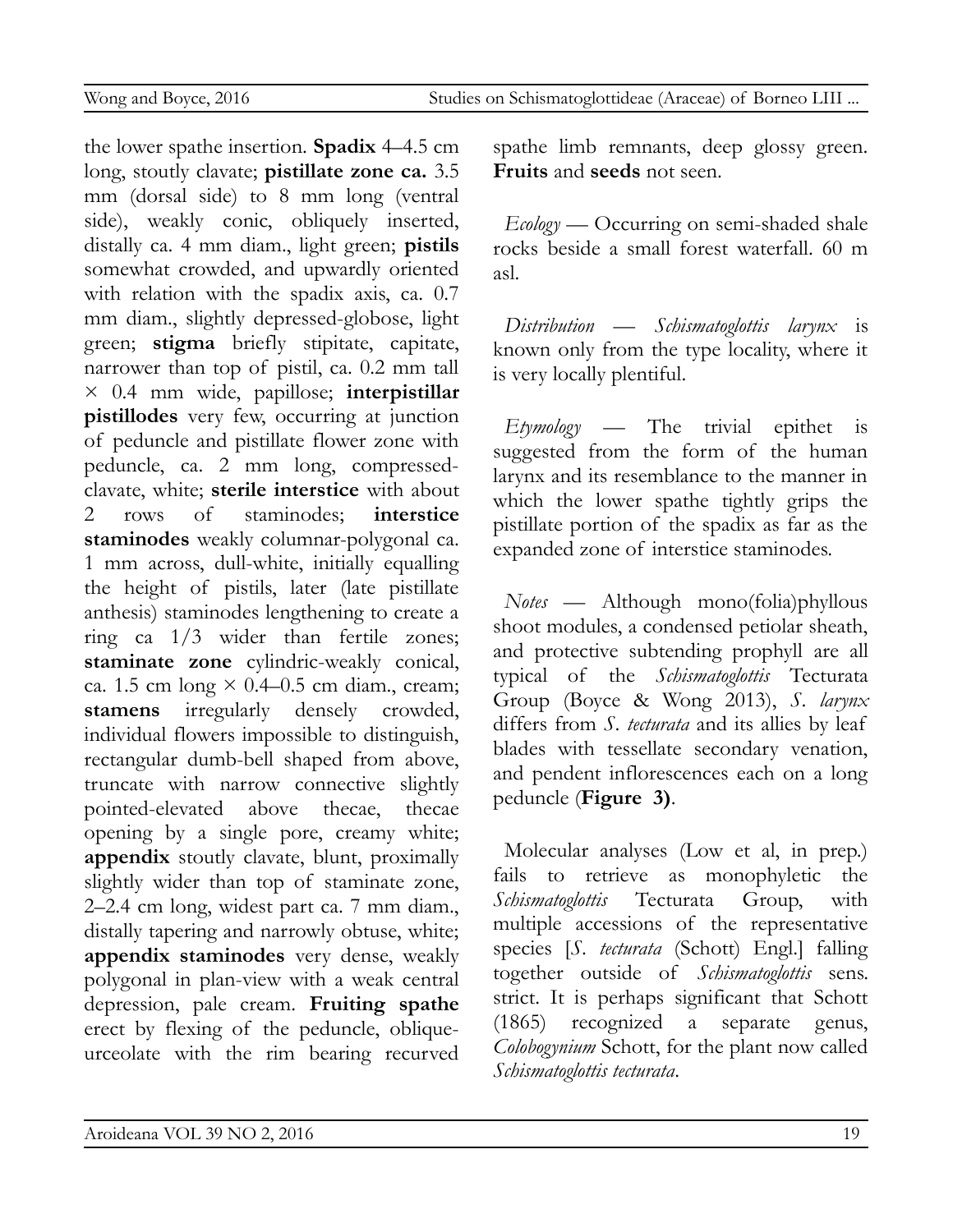the lower spathe insertion. **Spadix** 4–4.5 cm long, stoutly clavate; **pistillate zone ca.** 3.5 mm (dorsal side) to 8 mm long (ventral side), weakly conic, obliquely inserted, distally ca. 4 mm diam., light green; **pistils** somewhat crowded, and upwardly oriented with relation with the spadix axis, ca. 0.7 mm diam., slightly depressed-globose, light green; **stigma** briefly stipitate, capitate, narrower than top of pistil, ca. 0.2 mm tall × 0.4 mm wide, papillose; **interpistillar pistillodes** very few, occurring at junction of peduncle and pistillate flower zone with peduncle, ca. 2 mm long, compressed-clavate, white; **sterile interstice** with about 2 rows of staminodes; **interstice staminodes** weakly columnar-polygonal ca. 1 mm across, dull-white, initially equalling the height of pistils, later (late pistillate anthesis) staminodes lengthening to create a ring ca 1/3 wider than fertile zones; **staminate zone** cylindric-weakly conical, ca. 1.5 cm long × 0.4–0.5 cm diam., cream; **stamens** irregularly densely crowded, individual flowers impossible to distinguish, rectangular dumb-bell shaped from above, truncate with narrow connective slightly pointed-elevated above thecae, thecae opening by a single pore, creamy white; **appendix** stoutly clavate, blunt, proximally slightly wider than top of staminate zone, 2–2.4 cm long, widest part ca. 7 mm diam., distally tapering and narrowly obtuse, white; **appendix staminodes** very dense, weakly polygonal in plan-view with a weak central depression, pale cream. **Fruiting spathe** erect by flexing of the peduncle, oblique-urceolate with the rim bearing recurved spathe limb remnants, deep glossy green. **Fruits** and **seeds** not seen.

*Ecology* — Occurring on semi-shaded shale rocks beside a small forest waterfall. 60 m asl.

*Distribution* — *Schismatoglottis larynx* is known only from the type locality, where it is very locally plentiful.

*Etymology* — The trivial epithet is suggested from the form of the human larynx and its resemblance to the manner in which the lower spathe tightly grips the pistillate portion of the spadix as far as the expanded zone of interstice staminodes.

*Notes* — Although mono(folia)phyllous shoot modules, a condensed petiolar sheath, and protective subtending prophyll are all typical of the *Schismatoglottis* Tecturata Group (Boyce & Wong 2013), *S. larynx* differs from *S. tecturata* and its allies by leaf blades with tessellate secondary venation, and pendent inflorescences each on a long peduncle (**Figure 3)**.

Molecular analyses (Low et al, in prep.) fails to retrieve as monophyletic the *Schismatoglottis* Tecturata Group, with multiple accessions of the representative species [*S. tecturata* (Schott) Engl.] falling together outside of *Schismatoglottis* sens. strict. It is perhaps significant that Schott (1865) recognized a separate genus, *Colobogynium* Schott, for the plant now called *Schismatoglottis tecturata*.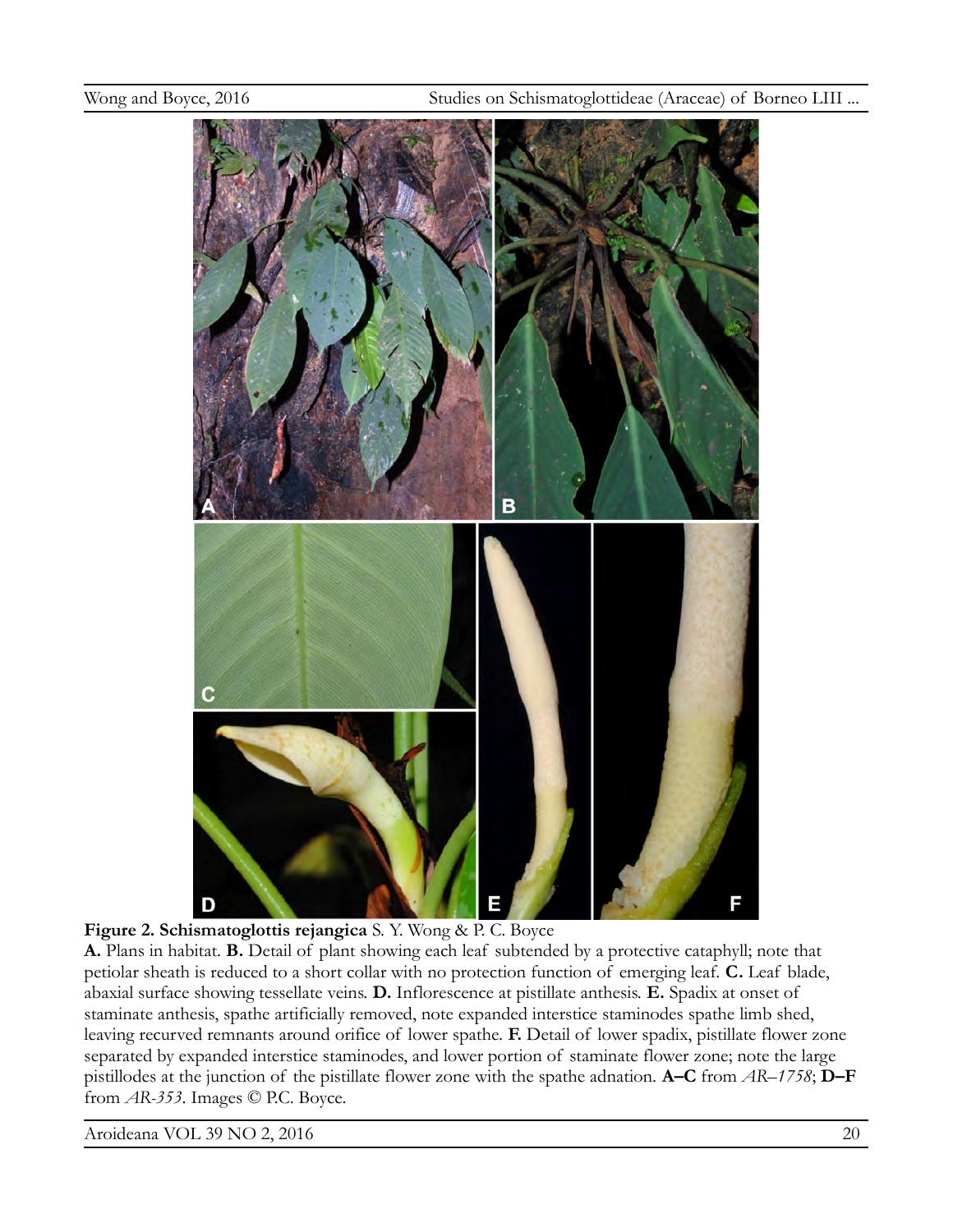**Figure 2. Schismatoglottis rejangica** S. Y. Wong & P. C. Boyce

**A.** Plans in habitat. **B.** Detail of plant showing each leaf subtended by a protective cataphyll; note that petiolar sheath is reduced to a short collar with no protection function of emerging leaf. **C.** Leaf blade, abaxial surface showing tessellate veins. **D.** Inflorescence at pistillate anthesis. **E.** Spadix at onset of staminate anthesis, spathe artificially removed, note expanded interstice staminodes spathe limb shed, leaving recurved remnants around orifice of lower spathe. **F.** Detail of lower spadix, pistillate flower zone separated by expanded interstice staminodes, and lower portion of staminate flower zone; note the large pistillodes at the junction of the pistillate flower zone with the spathe adnation. **A–C** from *AR–1758*; **D–F** from *AR-353*. Images © P.C. Boyce.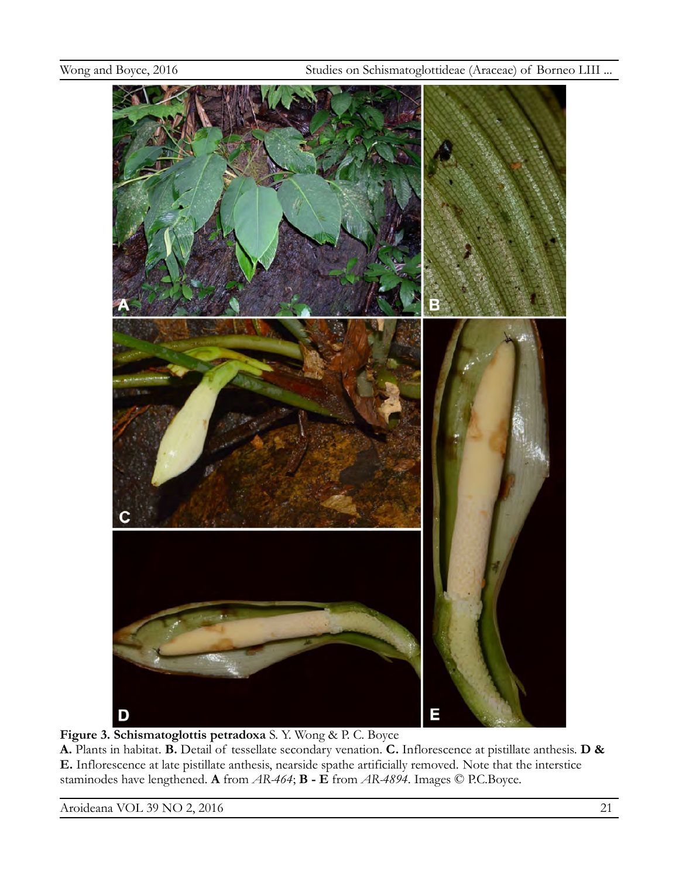**Figure 3. Schismatoglottis petradoxa** S. Y. Wong & P. C. Boyce
**A.** Plants in habitat. **B.** Detail of tessellate secondary venation. **C.** Inflorescence at pistillate anthesis. **D & E.** Inflorescence at late pistillate anthesis, nearside spathe artificially removed. Note that the interstice staminodes have lengthened. **A** from *AR-464*; **B - E** from *AR-4894*. Images © P.C.Boyce.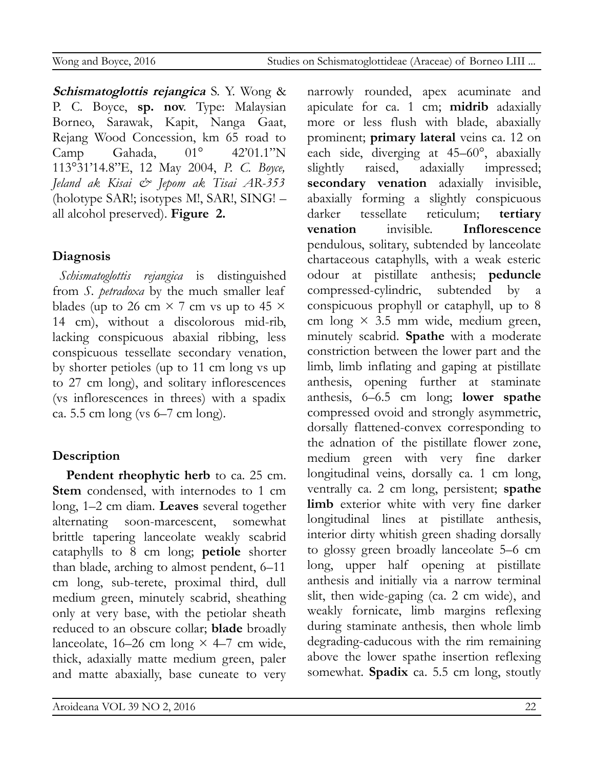***Schismatoglottis rejangica*** S. Y. Wong & P. C. Boyce, **sp. nov**. Type: Malaysian Borneo, Sarawak, Kapit, Nanga Gaat, Rejang Wood Concession, km 65 road to Camp Gahada, 01° 42'01.1"N 113°31'14.8"E, 12 May 2004, *P. C. Boyce, Jeland ak Kisai & Jepom ak Tisai AR-353* (holotype SAR!; isotypes M!, SAR!, SING! – all alcohol preserved). **Figure 2.**

## Diagnosis

*Schismatoglottis rejangica* is distinguished from *S. petradoxa* by the much smaller leaf blades (up to 26 cm × 7 cm vs up to 45 × 14 cm), without a discolorous mid-rib, lacking conspicuous abaxial ribbing, less conspicuous tessellate secondary venation, by shorter petioles (up to 11 cm long vs up to 27 cm long), and solitary inflorescences (vs inflorescences in threes) with a spadix ca. 5.5 cm long (vs 6–7 cm long).

## Description

**Pendent rheophytic herb** to ca. 25 cm. **Stem** condensed, with internodes to 1 cm long, 1–2 cm diam. **Leaves** several together alternating soon-marcescent, somewhat brittle tapering lanceolate weakly scabrid cataphylls to 8 cm long; **petiole** shorter than blade, arching to almost pendent, 6–11 cm long, sub-terete, proximal third, dull medium green, minutely scabrid, sheathing only at very base, with the petiolar sheath reduced to an obscure collar; **blade** broadly lanceolate, 16–26 cm long × 4–7 cm wide, thick, adaxially matte medium green, paler and matte abaxially, base cuneate to very narrowly rounded, apex acuminate and apiculate for ca. 1 cm; **midrib** adaxially more or less flush with blade, abaxially prominent; **primary lateral** veins ca. 12 on each side, diverging at 45–60°, abaxially slightly raised, adaxially impressed; **secondary venation** adaxially invisible, abaxially forming a slightly conspicuous darker tessellate reticulum; **tertiary venation** invisible. **Inflorescence** pendulous, solitary, subtended by lanceolate chartaceous cataphylls, with a weak esteric odour at pistillate anthesis; **peduncle** compressed-cylindric, subtended by a conspicuous prophyll or cataphyll, up to 8 cm long × 3.5 mm wide, medium green, minutely scabrid. **Spathe** with a moderate constriction between the lower part and the limb, limb inflating and gaping at pistillate anthesis, opening further at staminate anthesis, 6–6.5 cm long; **lower spathe** compressed ovoid and strongly asymmetric, dorsally flattened-convex corresponding to the adnation of the pistillate flower zone, medium green with very fine darker longitudinal veins, dorsally ca. 1 cm long, ventrally ca. 2 cm long, persistent; **spathe limb** exterior white with very fine darker longitudinal lines at pistillate anthesis, interior dirty whitish green shading dorsally to glossy green broadly lanceolate 5–6 cm long, upper half opening at pistillate anthesis and initially via a narrow terminal slit, then wide-gaping (ca. 2 cm wide), and weakly fornicate, limb margins reflexing during staminate anthesis, then whole limb degrading-caducous with the rim remaining above the lower spathe insertion reflexing somewhat. **Spadix** ca. 5.5 cm long, stoutly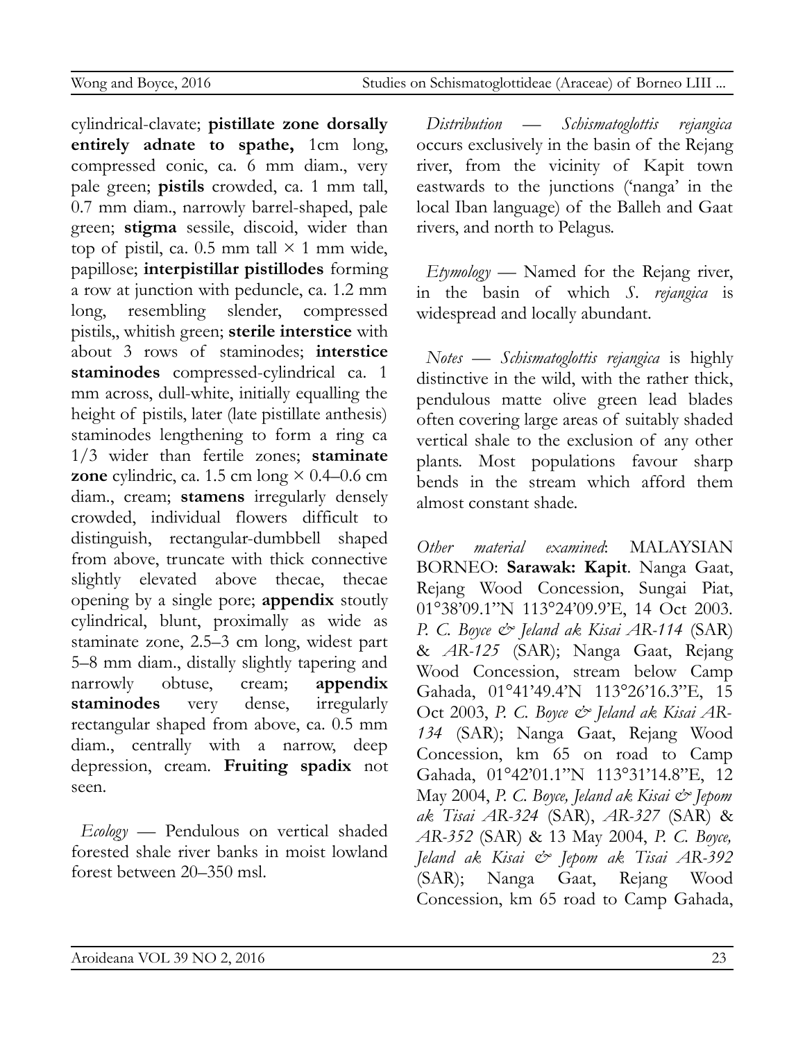cylindrical-clavate; **pistillate zone dorsally entirely adnate to spathe,** 1cm long, compressed conic, ca. 6 mm diam., very pale green; **pistils** crowded, ca. 1 mm tall, 0.7 mm diam., narrowly barrel-shaped, pale green; **stigma** sessile, discoid, wider than top of pistil, ca. 0.5 mm tall × 1 mm wide, papillose; **interpistillar pistillodes** forming a row at junction with peduncle, ca. 1.2 mm long, resembling slender, compressed pistils,, whitish green; **sterile interstice** with about 3 rows of staminodes; **interstice staminodes** compressed-cylindrical ca. 1 mm across, dull-white, initially equalling the height of pistils, later (late pistillate anthesis) staminodes lengthening to form a ring ca 1/3 wider than fertile zones; **staminate zone** cylindric, ca. 1.5 cm long × 0.4–0.6 cm diam., cream; **stamens** irregularly densely crowded, individual flowers difficult to distinguish, rectangular-dumbbell shaped from above, truncate with thick connective slightly elevated above thecae, thecae opening by a single pore; **appendix** stoutly cylindrical, blunt, proximally as wide as staminate zone, 2.5–3 cm long, widest part 5–8 mm diam., distally slightly tapering and narrowly obtuse, cream; **appendix staminodes** very dense, irregularly rectangular shaped from above, ca. 0.5 mm diam., centrally with a narrow, deep depression, cream. **Fruiting spadix** not seen.

*Ecology* — Pendulous on vertical shaded forested shale river banks in moist lowland forest between 20–350 msl.

*Distribution* — *Schismatoglottis rejangica* occurs exclusively in the basin of the Rejang river, from the vicinity of Kapit town eastwards to the junctions ('nanga' in the local Iban language) of the Balleh and Gaat rivers, and north to Pelagus.

*Etymology* — Named for the Rejang river, in the basin of which *S. rejangica* is widespread and locally abundant.

*Notes* — *Schismatoglottis rejangica* is highly distinctive in the wild, with the rather thick, pendulous matte olive green lead blades often covering large areas of suitably shaded vertical shale to the exclusion of any other plants. Most populations favour sharp bends in the stream which afford them almost constant shade.

*Other material examined*: MALAYSIAN BORNEO: **Sarawak: Kapit**. Nanga Gaat, Rejang Wood Concession, Sungai Piat, 01°38'09.1"N 113°24'09.9'E, 14 Oct 2003. *P. C. Boyce & Jeland ak Kisai AR-114* (SAR) & *AR-125* (SAR); Nanga Gaat, Rejang Wood Concession, stream below Camp Gahada, 01°41'49.4'N 113°26'16.3"E, 15 Oct 2003, *P. C. Boyce & Jeland ak Kisai AR-134* (SAR); Nanga Gaat, Rejang Wood Concession, km 65 on road to Camp Gahada, 01°42'01.1"N 113°31'14.8"E, 12 May 2004, *P. C. Boyce, Jeland ak Kisai & Jepom ak Tisai AR-324* (SAR), *AR-327* (SAR) & *AR-352* (SAR) & 13 May 2004, *P. C. Boyce, Jeland ak Kisai & Jepom ak Tisai AR-392* (SAR); Nanga Gaat, Rejang Wood Concession, km 65 road to Camp Gahada,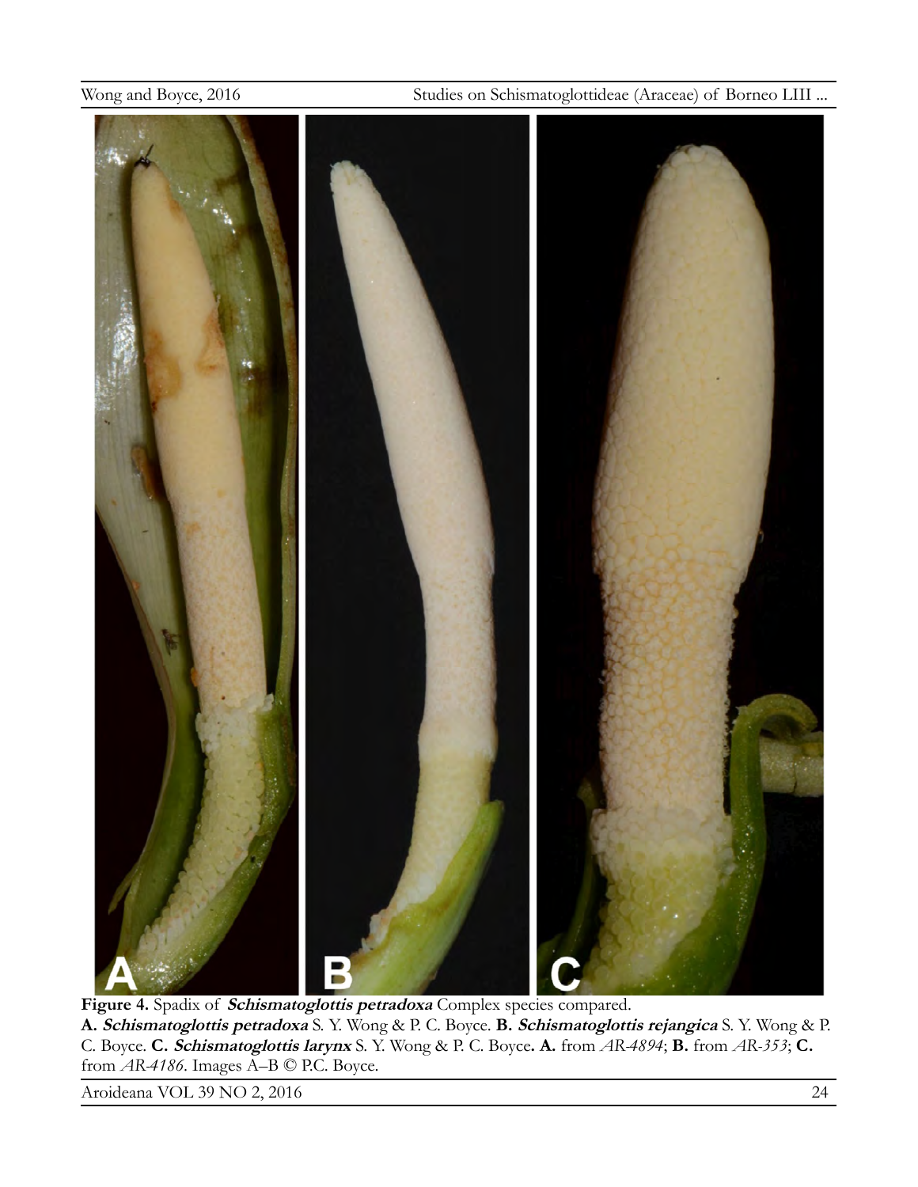**Figure 4.** Spadix of ***Schismatoglottis petradoxa*** Complex species compared.
**A. *Schismatoglottis petradoxa*** S. Y. Wong & P. C. Boyce. **B. *Schismatoglottis rejangica*** S. Y. Wong & P. C. Boyce. **C. *Schismatoglottis larynx*** S. Y. Wong & P. C. Boyce**. A.** from *AR-4894*; **B.** from *AR-353*; **C.** from *AR-4186*. Images A–B © P.C. Boyce.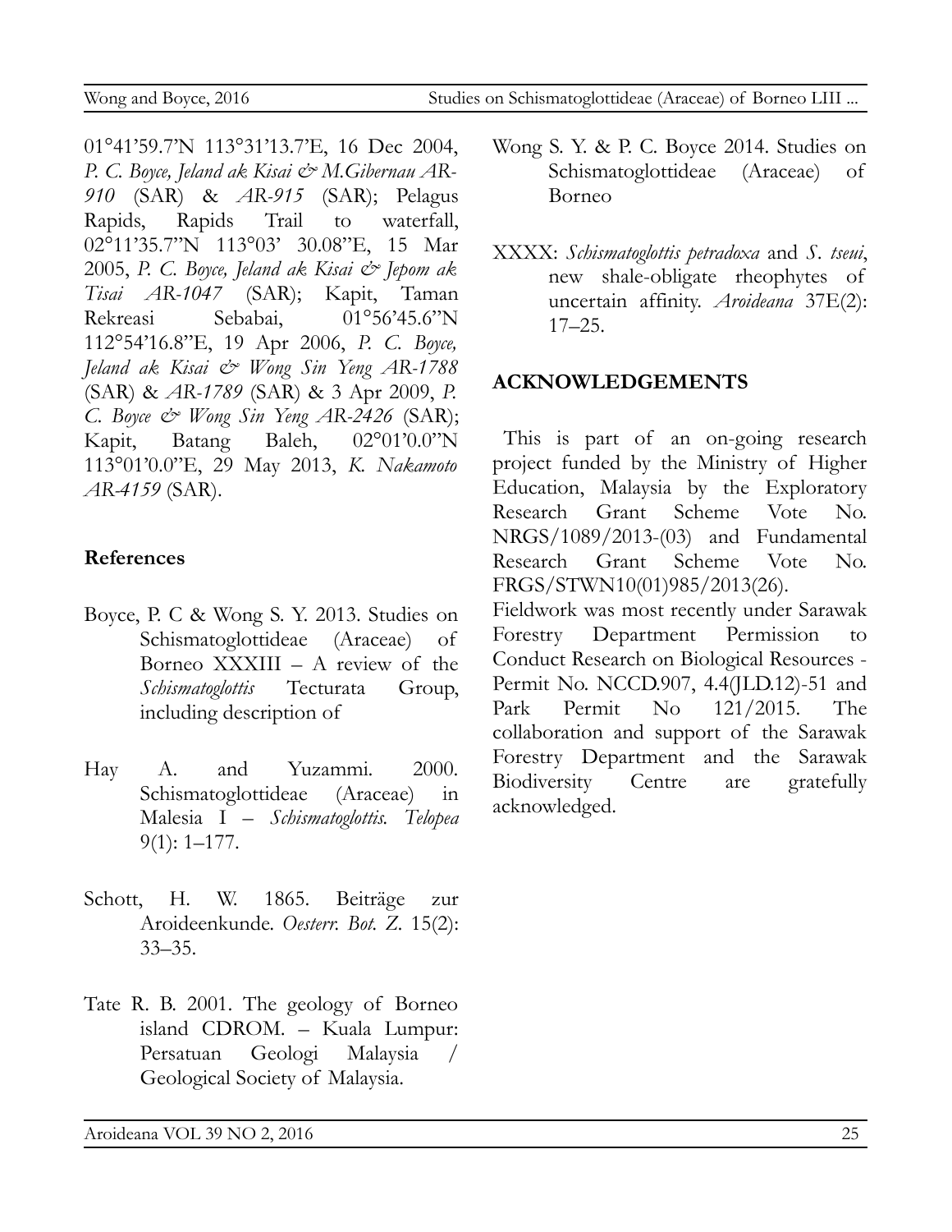01°41'59.7'N 113°31'13.7'E, 16 Dec 2004, *P. C. Boyce, Jeland ak Kisai & M.Gibernau AR-910* (SAR) & *AR-915* (SAR); Pelagus Rapids, Rapids Trail to waterfall, 02°11'35.7"N 113°03' 30.08"E, 15 Mar 2005, *P. C. Boyce, Jeland ak Kisai & Jepom ak Tisai AR-1047* (SAR); Kapit, Taman Rekreasi Sebabai, 01°56'45.6"N 112°54'16.8"E, 19 Apr 2006, *P. C. Boyce, Jeland ak Kisai & Wong Sin Yeng AR-1788* (SAR) & *AR-1789* (SAR) & 3 Apr 2009, *P. C. Boyce & Wong Sin Yeng AR-2426* (SAR); Kapit, Batang Baleh, 02°01'0.0"N 113°01'0.0"E, 29 May 2013, *K. Nakamoto AR-4159* (SAR).

## References

Boyce, P. C & Wong S. Y. 2013. Studies on Schismatoglottideae (Araceae) of Borneo XXXIII – A review of the *Schismatoglottis* Tecturata Group, including description of

Hay A. and Yuzammi. 2000. Schismatoglottideae (Araceae) in Malesia I – *Schismatoglottis*. *Telopea* 9(1): 1–177.

Schott, H. W. 1865. Beiträge zur Aroideenkunde. *Oesterr. Bot. Z.* 15(2): 33–35.

Tate R. B. 2001. The geology of Borneo island CDROM. – Kuala Lumpur: Persatuan Geologi Malaysia / Geological Society of Malaysia.

Wong S. Y. & P. C. Boyce 2014. Studies on Schismatoglottideae (Araceae) of Borneo

XXXX: *Schismatoglottis petradoxa* and *S. tseui*, new shale-obligate rheophytes of uncertain affinity. *Aroideana* 37E(2): 17–25.

## ACKNOWLEDGEMENTS

This is part of an on-going research project funded by the Ministry of Higher Education, Malaysia by the Exploratory Research Grant Scheme Vote No. NRGS/1089/2013-(03) and Fundamental Research Grant Scheme Vote No. FRGS/STWN10(01)985/2013(26).

Fieldwork was most recently under Sarawak Forestry Department Permission to Conduct Research on Biological Resources - Permit No. NCCD.907, 4.4(JLD.12)-51 and Park Permit No 121/2015. The collaboration and support of the Sarawak Forestry Department and the Sarawak Biodiversity Centre are gratefully acknowledged.